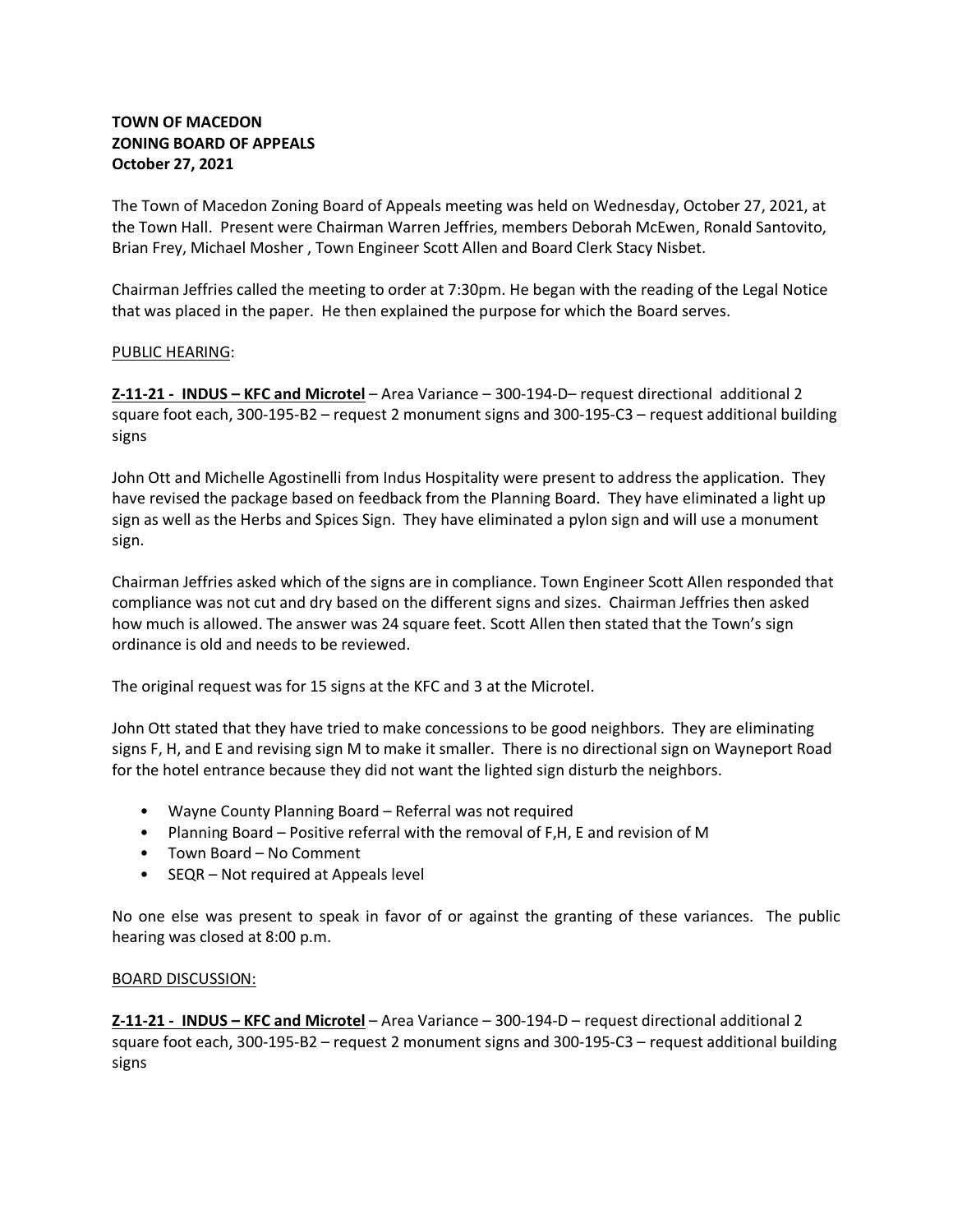**TOWN OF MACEDON**
**ZONING BOARD OF APPEALS**
**October 27, 2021**

The Town of Macedon Zoning Board of Appeals meeting was held on Wednesday, October 27, 2021, at the Town Hall. Present were Chairman Warren Jeffries, members Deborah McEwen, Ronald Santovito, Brian Frey, Michael Mosher , Town Engineer Scott Allen and Board Clerk Stacy Nisbet.

Chairman Jeffries called the meeting to order at 7:30pm. He began with the reading of the Legal Notice that was placed in the paper. He then explained the purpose for which the Board serves.

PUBLIC HEARING:

**Z-11-21 - INDUS – KFC and Microtel** – Area Variance – 300-194-D– request directional additional 2 square foot each, 300-195-B2 – request 2 monument signs and 300-195-C3 – request additional building signs

John Ott and Michelle Agostinelli from Indus Hospitality were present to address the application. They have revised the package based on feedback from the Planning Board. They have eliminated a light up sign as well as the Herbs and Spices Sign. They have eliminated a pylon sign and will use a monument sign.

Chairman Jeffries asked which of the signs are in compliance. Town Engineer Scott Allen responded that compliance was not cut and dry based on the different signs and sizes. Chairman Jeffries then asked how much is allowed. The answer was 24 square feet. Scott Allen then stated that the Town's sign ordinance is old and needs to be reviewed.

The original request was for 15 signs at the KFC and 3 at the Microtel.

John Ott stated that they have tried to make concessions to be good neighbors. They are eliminating signs F, H, and E and revising sign M to make it smaller. There is no directional sign on Wayneport Road for the hotel entrance because they did not want the lighted sign disturb the neighbors.

- Wayne County Planning Board – Referral was not required
- Planning Board – Positive referral with the removal of F,H, E and revision of M
- Town Board – No Comment
- SEQR – Not required at Appeals level

No one else was present to speak in favor of or against the granting of these variances. The public hearing was closed at 8:00 p.m.

BOARD DISCUSSION:

**Z-11-21 - INDUS – KFC and Microtel** – Area Variance – 300-194-D – request directional additional 2 square foot each, 300-195-B2 – request 2 monument signs and 300-195-C3 – request additional building signs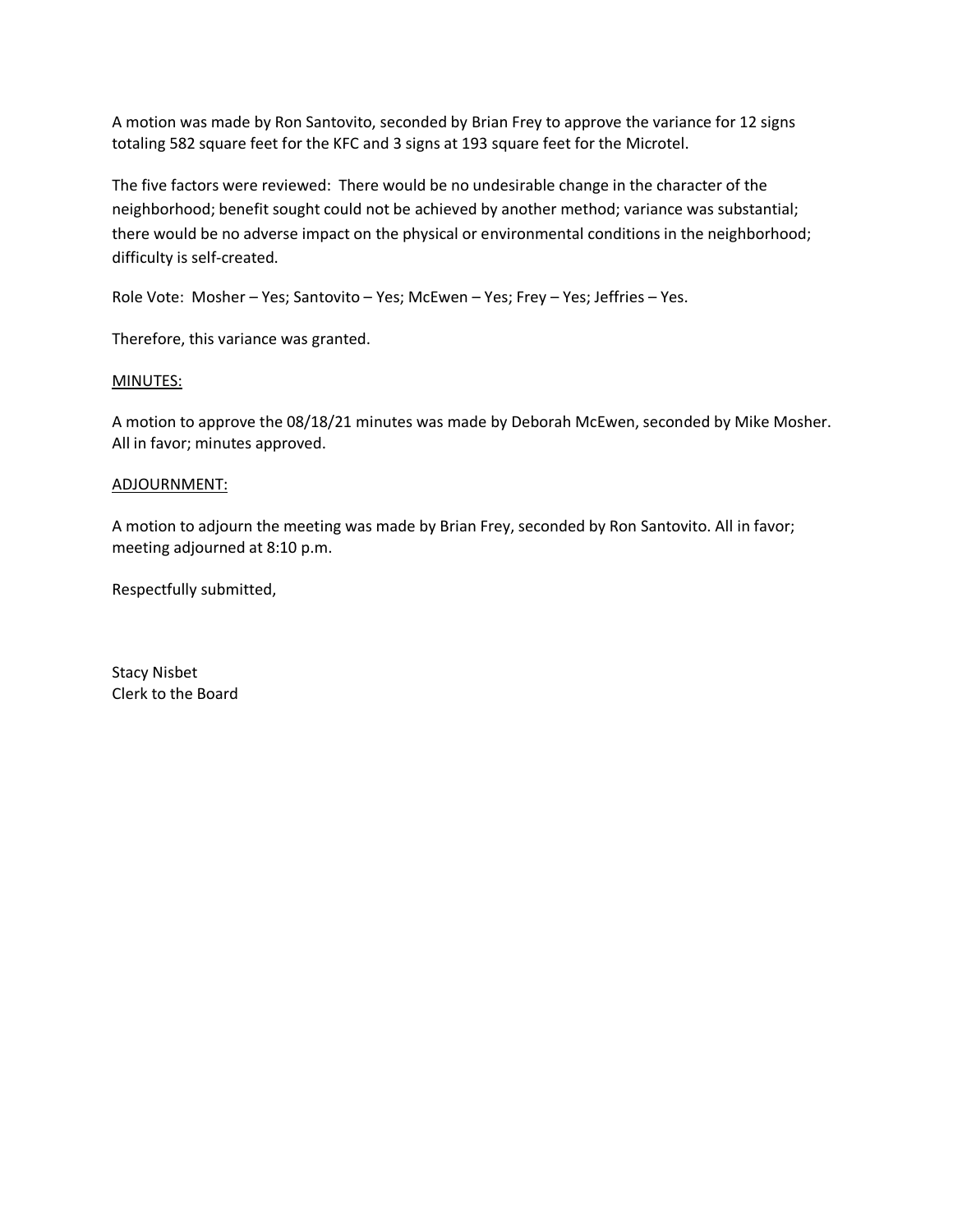A motion was made by Ron Santovito, seconded by Brian Frey to approve the variance for 12 signs totaling 582 square feet for the KFC and 3 signs at 193 square feet for the Microtel.

The five factors were reviewed: There would be no undesirable change in the character of the neighborhood; benefit sought could not be achieved by another method; variance was substantial; there would be no adverse impact on the physical or environmental conditions in the neighborhood; difficulty is self-created.

Role Vote: Mosher – Yes; Santovito – Yes; McEwen – Yes; Frey – Yes; Jeffries – Yes.

Therefore, this variance was granted.

MINUTES:

A motion to approve the 08/18/21 minutes was made by Deborah McEwen, seconded by Mike Mosher. All in favor; minutes approved.

ADJOURNMENT:

A motion to adjourn the meeting was made by Brian Frey, seconded by Ron Santovito. All in favor; meeting adjourned at 8:10 p.m.

Respectfully submitted,

Stacy Nisbet
Clerk to the Board